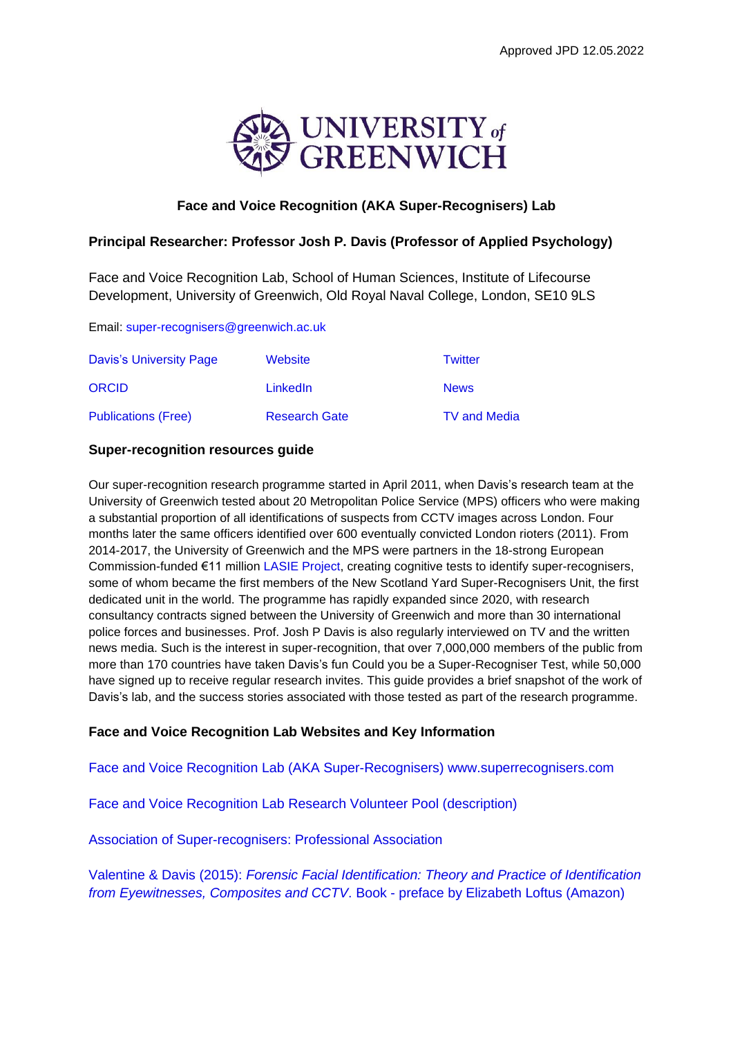Approved JPD 12.05.2022

UNIVERSITY of GREENWICH

## Face and Voice Recognition (AKA Super-Recognisers) Lab

**Principal Researcher: Professor Josh P. Davis (Professor of Applied Psychology)**

Face and Voice Recognition Lab, School of Human Sciences, Institute of Lifecourse Development, University of Greenwich, Old Royal Naval College, London, SE10 9LS

Email: super-recognisers@greenwich.ac.uk

| Davis's University Page | Website | Twitter |
|---|---|---|
| ORCID | LinkedIn | News |
| Publications (Free) | Research Gate | TV and Media |

### Super-recognition resources guide

Our super-recognition research programme started in April 2011, when Davis's research team at the University of Greenwich tested about 20 Metropolitan Police Service (MPS) officers who were making a substantial proportion of all identifications of suspects from CCTV images across London. Four months later the same officers identified over 600 eventually convicted London rioters (2011). From 2014-2017, the University of Greenwich and the MPS were partners in the 18-strong European Commission-funded €11 million LASIE Project, creating cognitive tests to identify super-recognisers, some of whom became the first members of the New Scotland Yard Super-Recognisers Unit, the first dedicated unit in the world. The programme has rapidly expanded since 2020, with research consultancy contracts signed between the University of Greenwich and more than 30 international police forces and businesses. Prof. Josh P Davis is also regularly interviewed on TV and the written news media. Such is the interest in super-recognition, that over 7,000,000 members of the public from more than 170 countries have taken Davis's fun Could you be a Super-Recogniser Test, while 50,000 have signed up to receive regular research invites. This guide provides a brief snapshot of the work of Davis's lab, and the success stories associated with those tested as part of the research programme.

### Face and Voice Recognition Lab Websites and Key Information

Face and Voice Recognition Lab (AKA Super-Recognisers) www.superrecognisers.com

Face and Voice Recognition Lab Research Volunteer Pool (description)

Association of Super-recognisers: Professional Association

Valentine & Davis (2015): *Forensic Facial Identification: Theory and Practice of Identification from Eyewitnesses, Composites and CCTV*. Book - preface by Elizabeth Loftus (Amazon)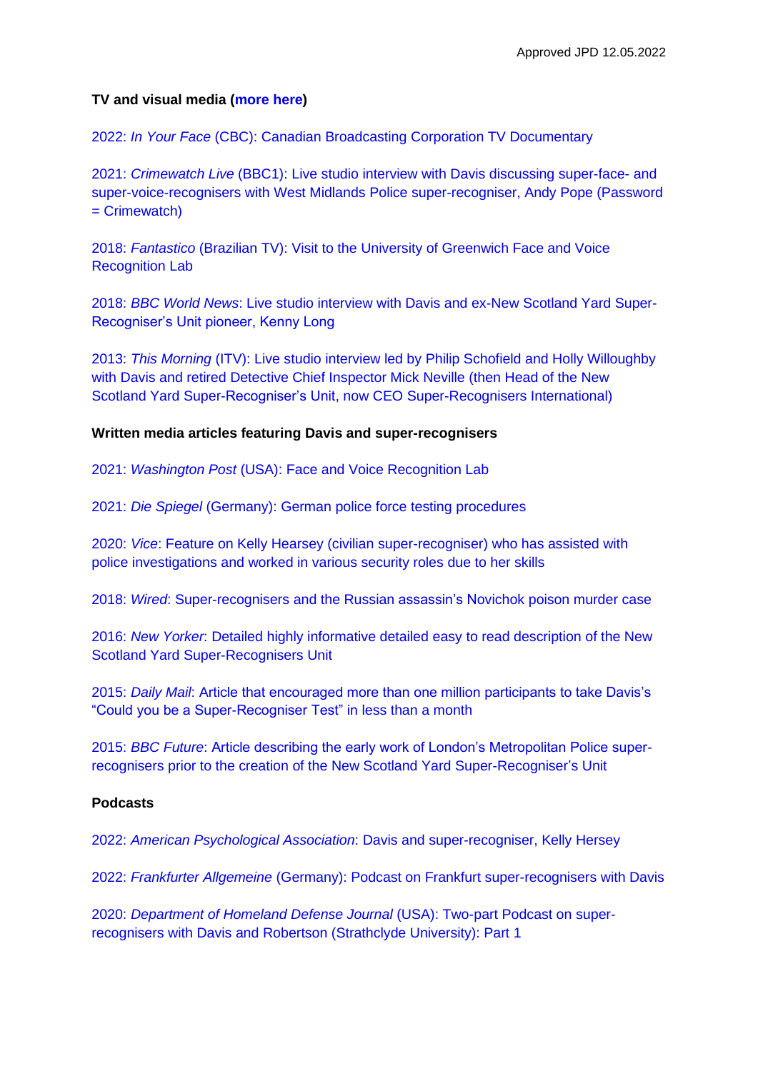Approved JPD 12.05.2022

**TV and visual media (more here)**

2022: *In Your Face* (CBC): Canadian Broadcasting Corporation TV Documentary

2021: *Crimewatch Live* (BBC1): Live studio interview with Davis discussing super-face- and super-voice-recognisers with West Midlands Police super-recogniser, Andy Pope (Password = Crimewatch)

2018: *Fantastico* (Brazilian TV): Visit to the University of Greenwich Face and Voice Recognition Lab

2018: *BBC World News*: Live studio interview with Davis and ex-New Scotland Yard Super-Recogniser's Unit pioneer, Kenny Long

2013: *This Morning* (ITV): Live studio interview led by Philip Schofield and Holly Willoughby with Davis and retired Detective Chief Inspector Mick Neville (then Head of the New Scotland Yard Super-Recogniser's Unit, now CEO Super-Recognisers International)

**Written media articles featuring Davis and super-recognisers**

2021: *Washington Post* (USA): Face and Voice Recognition Lab

2021: *Die Spiegel* (Germany): German police force testing procedures

2020: *Vice*: Feature on Kelly Hearsey (civilian super-recogniser) who has assisted with police investigations and worked in various security roles due to her skills

2018: *Wired*: Super-recognisers and the Russian assassin's Novichok poison murder case

2016: *New Yorker*: Detailed highly informative detailed easy to read description of the New Scotland Yard Super-Recognisers Unit

2015: *Daily Mail*: Article that encouraged more than one million participants to take Davis's "Could you be a Super-Recogniser Test" in less than a month

2015: *BBC Future*: Article describing the early work of London's Metropolitan Police super-recognisers prior to the creation of the New Scotland Yard Super-Recogniser's Unit

**Podcasts**

2022: *American Psychological Association*: Davis and super-recogniser, Kelly Hersey

2022: *Frankfurter Allgemeine* (Germany): Podcast on Frankfurt super-recognisers with Davis

2020: *Department of Homeland Defense Journal* (USA): Two-part Podcast on super-recognisers with Davis and Robertson (Strathclyde University): Part 1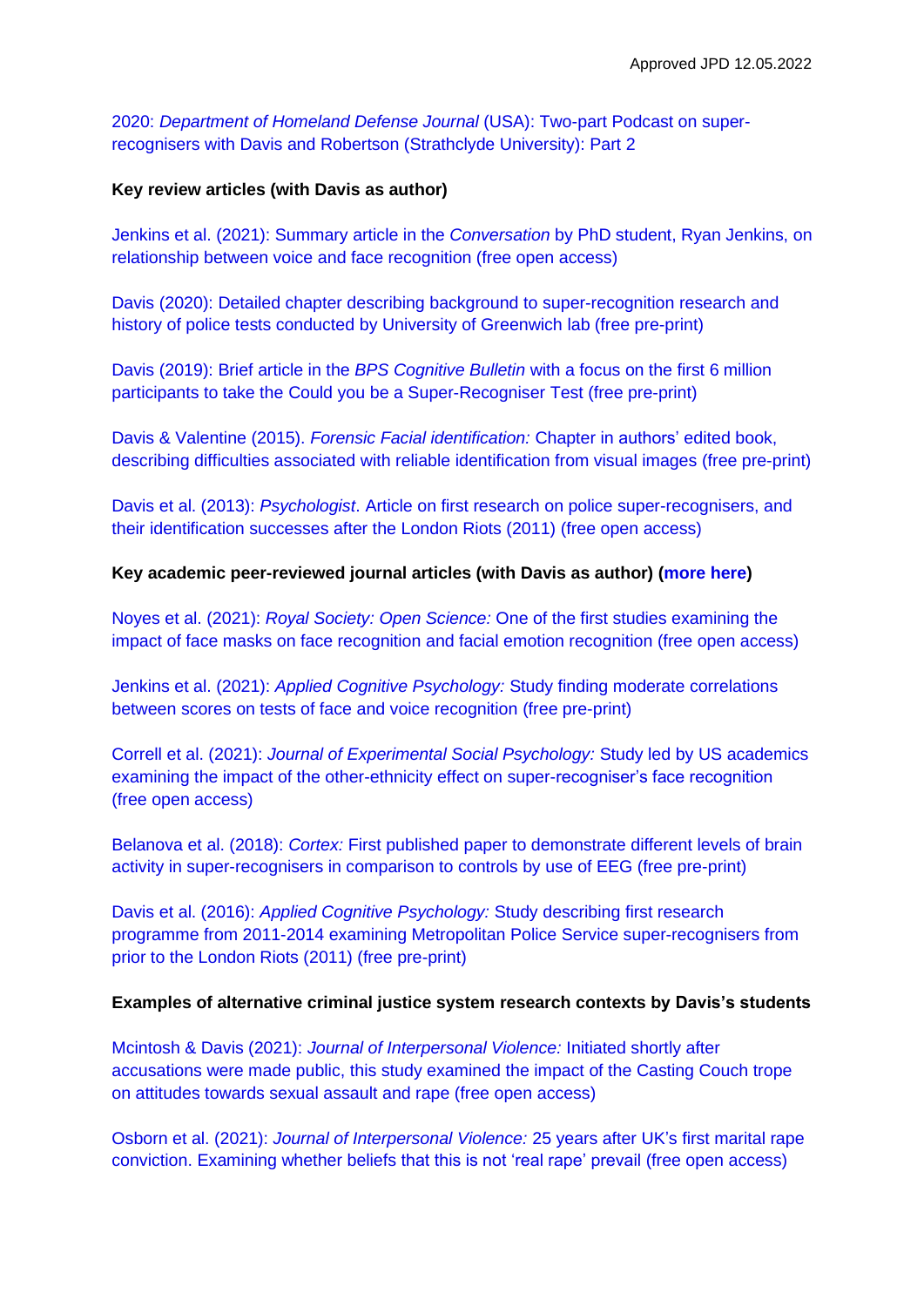Approved JPD 12.05.2022

2020: *Department of Homeland Defense Journal* (USA): Two-part Podcast on super-recognisers with Davis and Robertson (Strathclyde University): Part 2

**Key review articles (with Davis as author)**

Jenkins et al. (2021): Summary article in the *Conversation* by PhD student, Ryan Jenkins, on relationship between voice and face recognition (free open access)

Davis (2020): Detailed chapter describing background to super-recognition research and history of police tests conducted by University of Greenwich lab (free pre-print)

Davis (2019): Brief article in the *BPS Cognitive Bulletin* with a focus on the first 6 million participants to take the Could you be a Super-Recogniser Test (free pre-print)

Davis & Valentine (2015). *Forensic Facial identification:* Chapter in authors' edited book, describing difficulties associated with reliable identification from visual images (free pre-print)

Davis et al. (2013): *Psychologist*. Article on first research on police super-recognisers, and their identification successes after the London Riots (2011) (free open access)

**Key academic peer-reviewed journal articles (with Davis as author) (more here)**

Noyes et al. (2021): *Royal Society: Open Science:* One of the first studies examining the impact of face masks on face recognition and facial emotion recognition (free open access)

Jenkins et al. (2021): *Applied Cognitive Psychology:* Study finding moderate correlations between scores on tests of face and voice recognition (free pre-print)

Correll et al. (2021): *Journal of Experimental Social Psychology:* Study led by US academics examining the impact of the other-ethnicity effect on super-recogniser's face recognition (free open access)

Belanova et al. (2018): *Cortex:* First published paper to demonstrate different levels of brain activity in super-recognisers in comparison to controls by use of EEG (free pre-print)

Davis et al. (2016): *Applied Cognitive Psychology:* Study describing first research programme from 2011-2014 examining Metropolitan Police Service super-recognisers from prior to the London Riots (2011) (free pre-print)

**Examples of alternative criminal justice system research contexts by Davis's students**

Mcintosh & Davis (2021): *Journal of Interpersonal Violence:* Initiated shortly after accusations were made public, this study examined the impact of the Casting Couch trope on attitudes towards sexual assault and rape (free open access)

Osborn et al. (2021): *Journal of Interpersonal Violence:* 25 years after UK's first marital rape conviction. Examining whether beliefs that this is not 'real rape' prevail (free open access)